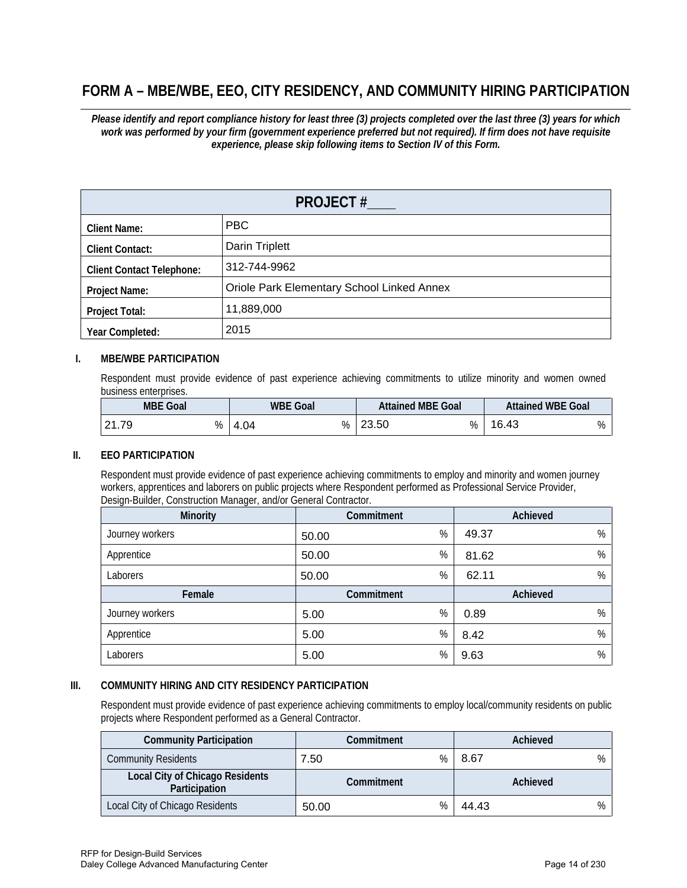# FORM A – MBE/WBE, EEO, CITY RESIDENCY, AND COMMUNITY HIRING PARTICIPATION

***Please identify and report compliance history for least three (3) projects completed over the last three (3) years for which work was performed by your firm (government experience preferred but not required). If firm does not have requisite experience, please skip following items to Section IV of this Form.***

| PROJECT #____ | |
|---|---|
| **Client Name:** | PBC |
| **Client Contact:** | Darin Triplett |
| **Client Contact Telephone:** | 312-744-9962 |
| **Project Name:** | Oriole Park Elementary School Linked Annex |
| **Project Total:** | 11,889,000 |
| **Year Completed:** | 2015 |

## I. MBE/WBE PARTICIPATION

Respondent must provide evidence of past experience achieving commitments to utilize minority and women owned business enterprises.

| MBE Goal | WBE Goal | Attained MBE Goal | Attained WBE Goal |
|---|---|---|---|
| 21.79 % | 4.04 % | 23.50 % | 16.43 % |

## II. EEO PARTICIPATION

Respondent must provide evidence of past experience achieving commitments to employ and minority and women journey workers, apprentices and laborers on public projects where Respondent performed as Professional Service Provider, Design-Builder, Construction Manager, and/or General Contractor.

| Minority | Commitment | Achieved |
|---|---|---|
| Journey workers | 50.00 % | 49.37 % |
| Apprentice | 50.00 % | 81.62 % |
| Laborers | 50.00 % | 62.11 % |
| **Female** | **Commitment** | **Achieved** |
| Journey workers | 5.00 % | 0.89 % |
| Apprentice | 5.00 % | 8.42 % |
| Laborers | 5.00 % | 9.63 % |

## III. COMMUNITY HIRING AND CITY RESIDENCY PARTICIPATION

Respondent must provide evidence of past experience achieving commitments to employ local/community residents on public projects where Respondent performed as a General Contractor.

| Community Participation | Commitment | Achieved |
|---|---|---|
| Community Residents | 7.50 % | 8.67 % |
| **Local City of Chicago Residents Participation** | **Commitment** | **Achieved** |
| Local City of Chicago Residents | 50.00 % | 44.43 % |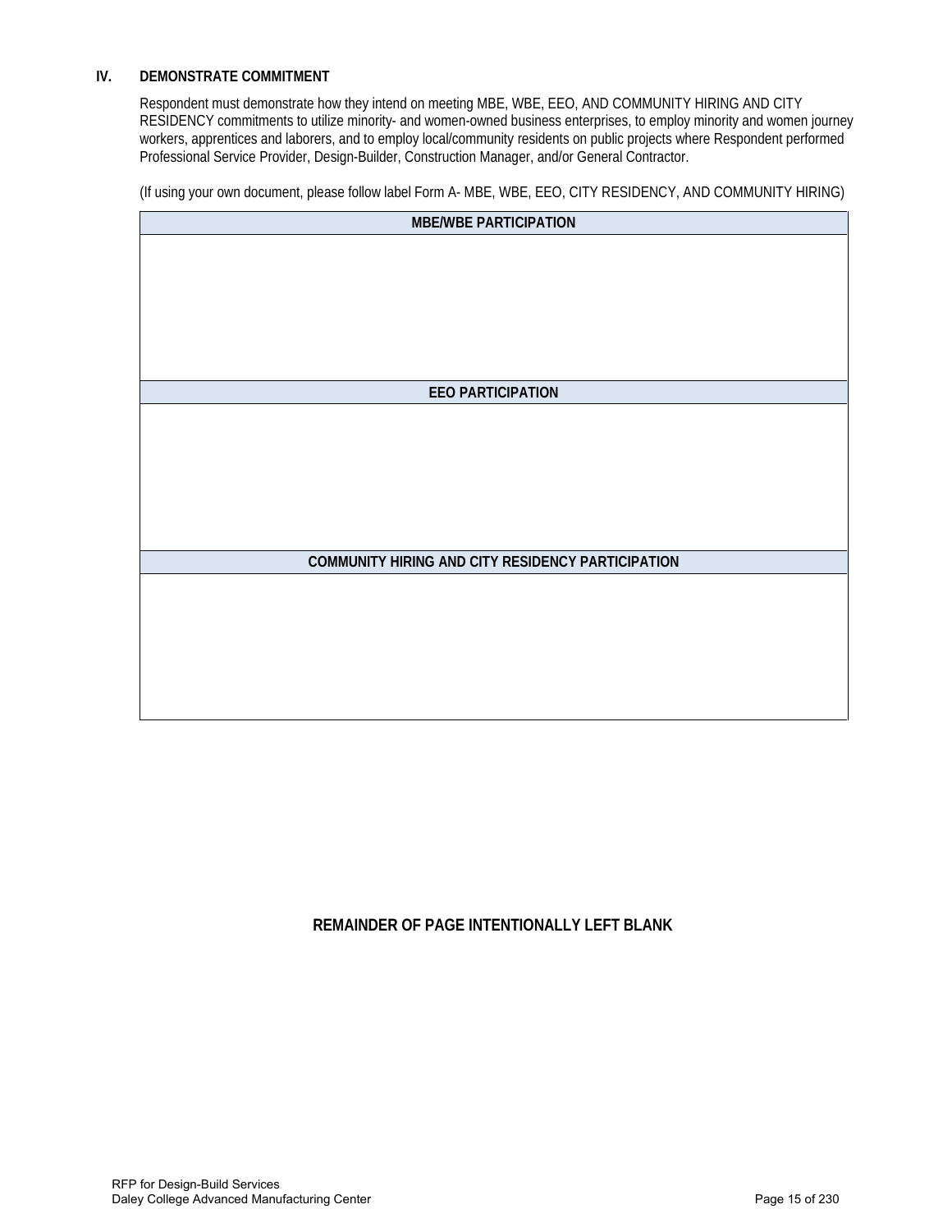## IV. DEMONSTRATE COMMITMENT

Respondent must demonstrate how they intend on meeting MBE, WBE, EEO, AND COMMUNITY HIRING AND CITY RESIDENCY commitments to utilize minority- and women-owned business enterprises, to employ minority and women journey workers, apprentices and laborers, and to employ local/community residents on public projects where Respondent performed Professional Service Provider, Design-Builder, Construction Manager, and/or General Contractor.

(If using your own document, please follow label Form A- MBE, WBE, EEO, CITY RESIDENCY, AND COMMUNITY HIRING)

| MBE/WBE PARTICIPATION |
| --- |
| |
| **EEO PARTICIPATION** |
| |
| **COMMUNITY HIRING AND CITY RESIDENCY PARTICIPATION** |
| |

**REMAINDER OF PAGE INTENTIONALLY LEFT BLANK**